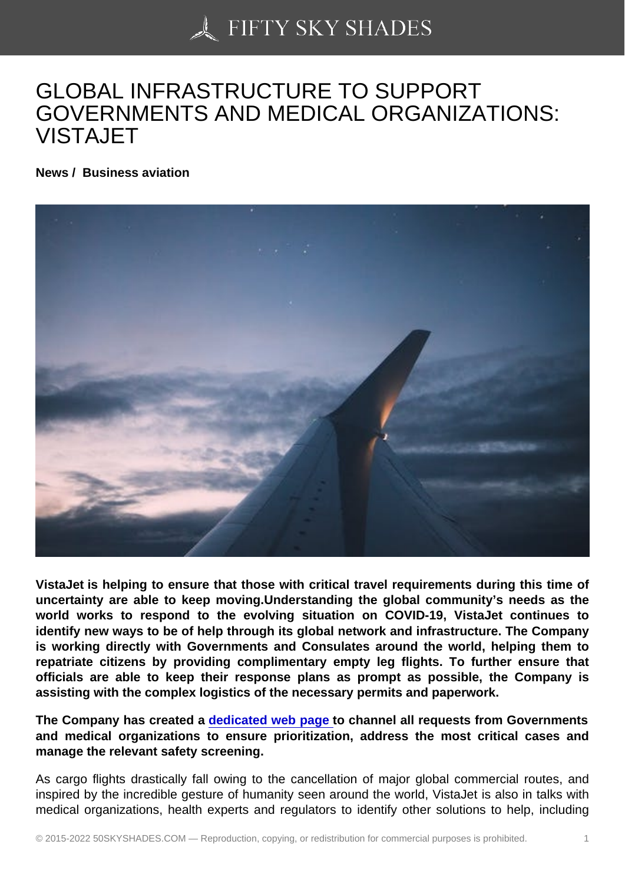# GLOBAL INFRASTRUCTURE TO SUPPORT GOVERNMENTS AND MEDICAL ORGANIZATIONS: VISTAJET

**News / Business aviation**

**VistaJet is helping to ensure that those with critical travel requirements during this time of uncertainty are able to keep moving.Understanding the global community's needs as the world works to respond to the evolving situation on COVID-19, VistaJet continues to identify new ways to be of help through its global network and infrastructure. The Company is working directly with Governments and Consulates around the world, helping them to repatriate citizens by providing complimentary empty leg flights. To further ensure that officials are able to keep their response plans as prompt as possible, the Company is assisting with the complex logistics of the necessary permits and paperwork.**

**The Company has created a dedicated web page to channel all requests from Governments and medical organizations to ensure prioritization, address the most critical cases and manage the relevant safety screening.**

As cargo flights drastically fall owing to the cancellation of major global commercial routes, and inspired by the incredible gesture of humanity seen around the world, VistaJet is also in talks with medical organizations, health experts and regulators to identify other solutions to help, including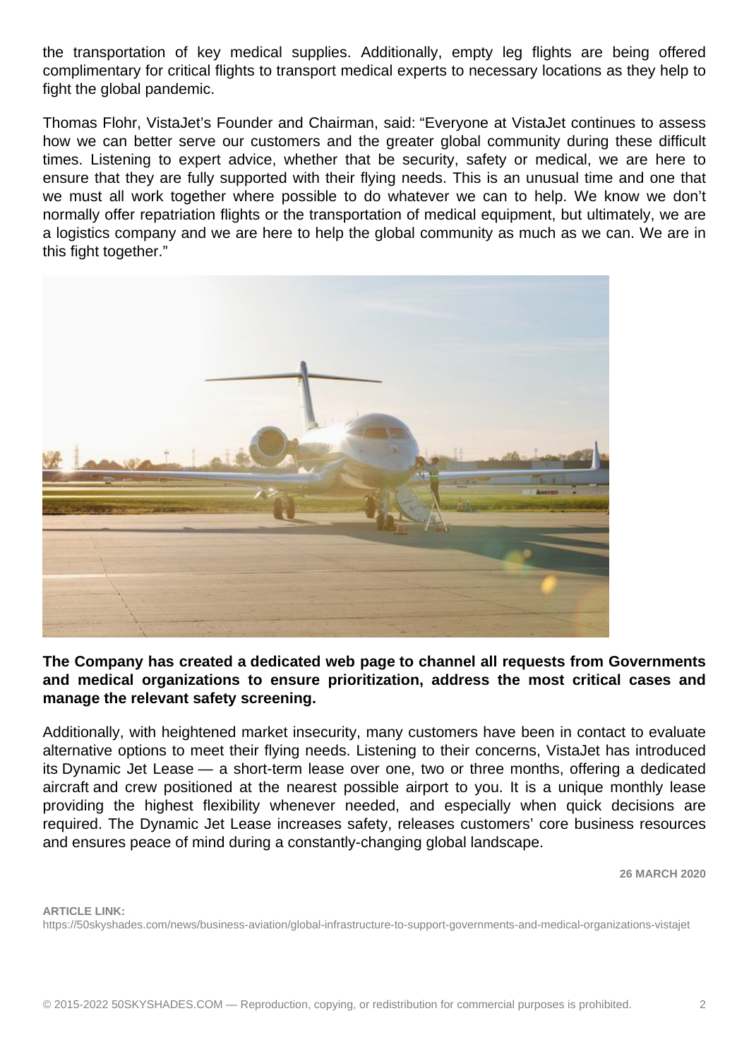the transportation of key medical supplies. Additionally, empty leg flights are being offered complimentary for critical flights to transport medical experts to necessary locations as they help to fight the global pandemic.

Thomas Flohr, VistaJet's Founder and Chairman, said: "Everyone at VistaJet continues to assess how we can better serve our customers and the greater global community during these difficult times. Listening to expert advice, whether that be security, safety or medical, we are here to ensure that they are fully supported with their flying needs. This is an unusual time and one that we must all work together where possible to do whatever we can to help. We know we don't normally offer repatriation flights or the transportation of medical equipment, but ultimately, we are a logistics company and we are here to help the global community as much as we can. We are in this fight together."

**The Company has created a dedicated web page to channel all requests from Governments and medical organizations to ensure prioritization, address the most critical cases and manage the relevant safety screening.**

Additionally, with heightened market insecurity, many customers have been in contact to evaluate alternative options to meet their flying needs. Listening to their concerns, VistaJet has introduced its Dynamic Jet Lease — a short-term lease over one, two or three months, offering a dedicated aircraft and crew positioned at the nearest possible airport to you. It is a unique monthly lease providing the highest flexibility whenever needed, and especially when quick decisions are required. The Dynamic Jet Lease increases safety, releases customers' core business resources and ensures peace of mind during a constantly-changing global landscape.

**26 MARCH 2020**

**ARTICLE LINK:**
https://50skyshades.com/news/business-aviation/global-infrastructure-to-support-governments-and-medical-organizations-vistajet

© 2015-2022 50SKYSHADES.COM — Reproduction, copying, or redistribution for commercial purposes is prohibited.